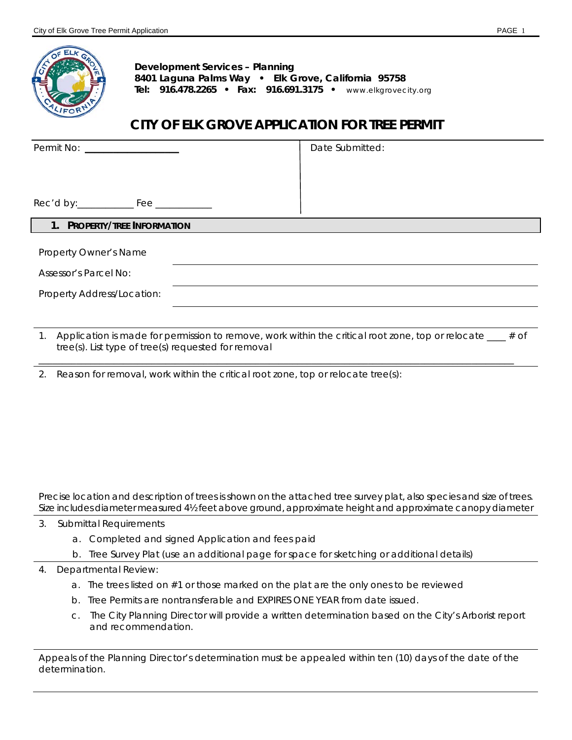**Development Services – Planning**
**8401 Laguna Palms Way • Elk Grove, California 95758**
**Tel: 916.478.2265 • Fax: 916.691.3175 •** www.elkgrovecity.org

# CITY OF ELK GROVE APPLICATION FOR TREE PERMIT

| Permit No: ___________________ | Date Submitted: |
|---|---|
| Rec'd by:___________ Fee ___________ | |

## 1. PROPERTY/TREE INFORMATION

Property Owner's Name ______________________________

Assessor's Parcel No: ______________________________

Property Address/Location: ______________________________

1. Application is made for permission to remove, work within the critical root zone, top or relocate ____ # of tree(s). List type of tree(s) requested for removal
______________________________________________________________________

2. Reason for removal, work within the critical root zone, top or relocate tree(s):

Precise location and description of trees is shown on the attached tree survey plat, also species and size of trees. Size includes diameter measured 4½ feet above ground, approximate height and approximate canopy diameter

3. Submittal Requirements
   a. Completed and signed Application and fees paid
   b. Tree Survey Plat (use an additional page for space for sketching or additional details)

4. Departmental Review:
   a. The trees listed on #1 or those marked on the plat are the only ones to be reviewed
   b. Tree Permits are nontransferable and EXPIRES ONE YEAR from date issued.
   c. The City Planning Director will provide a written determination based on the City's Arborist report and recommendation.

Appeals of the Planning Director's determination must be appealed within ten (10) days of the date of the determination.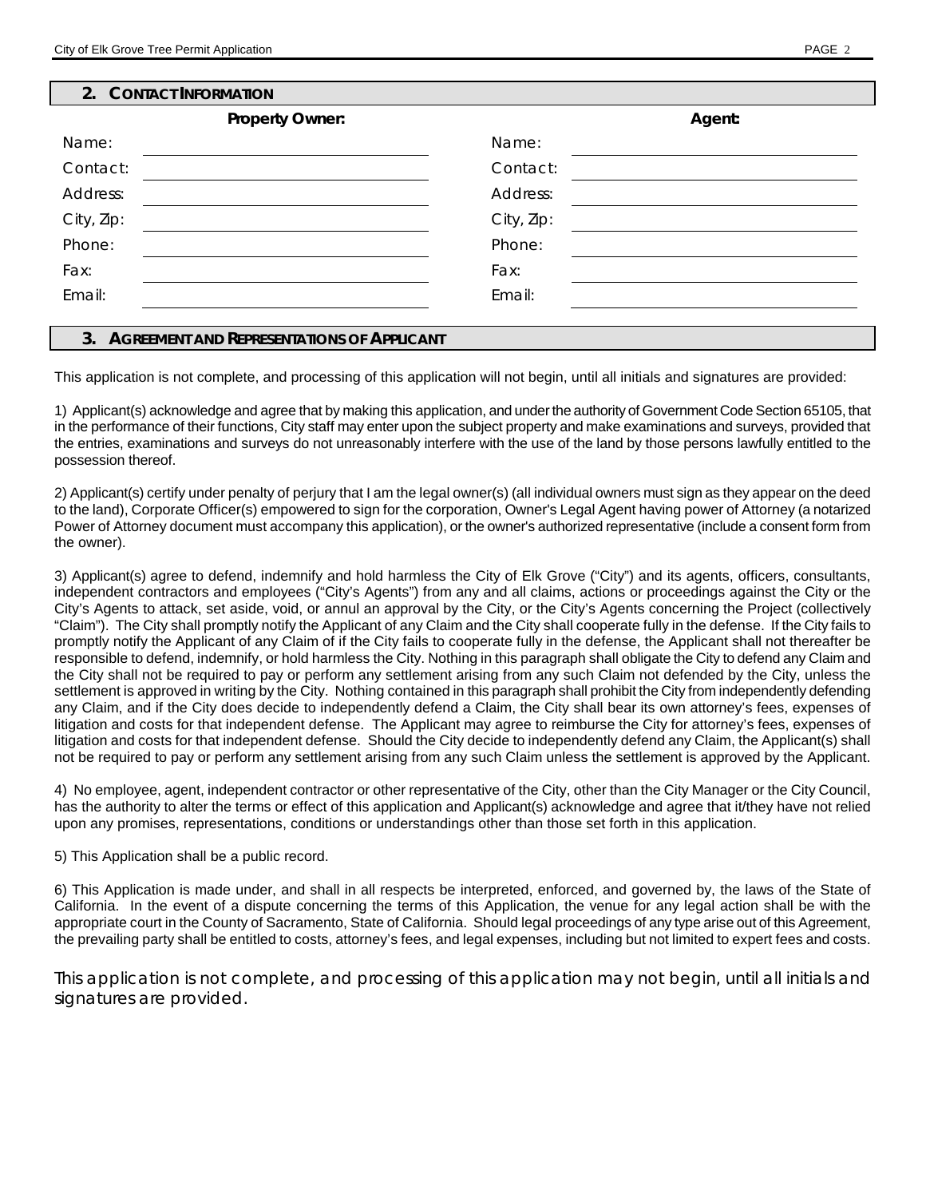## 2. Contact Information

| Property Owner: | | Agent: | |
|---|---|---|---|
| Name: | | Name: | |
| Contact: | | Contact: | |
| Address: | | Address: | |
| City, Zip: | | City, Zip: | |
| Phone: | | Phone: | |
| Fax: | | Fax: | |
| Email: | | Email: | |

## 3. Agreement and Representations of Applicant

This application is not complete, and processing of this application will not begin, until all initials and signatures are provided:

1) Applicant(s) acknowledge and agree that by making this application, and under the authority of Government Code Section 65105, that in the performance of their functions, City staff may enter upon the subject property and make examinations and surveys, provided that the entries, examinations and surveys do not unreasonably interfere with the use of the land by those persons lawfully entitled to the possession thereof.

2) Applicant(s) certify under penalty of perjury that I am the legal owner(s) (all individual owners must sign as they appear on the deed to the land), Corporate Officer(s) empowered to sign for the corporation, Owner's Legal Agent having power of Attorney (a notarized Power of Attorney document must accompany this application), or the owner's authorized representative (include a consent form from the owner).

3) Applicant(s) agree to defend, indemnify and hold harmless the City of Elk Grove ("City") and its agents, officers, consultants, independent contractors and employees ("City's Agents") from any and all claims, actions or proceedings against the City or the City's Agents to attack, set aside, void, or annul an approval by the City, or the City's Agents concerning the Project (collectively "Claim"). The City shall promptly notify the Applicant of any Claim and the City shall cooperate fully in the defense. If the City fails to promptly notify the Applicant of any Claim of if the City fails to cooperate fully in the defense, the Applicant shall not thereafter be responsible to defend, indemnify, or hold harmless the City. Nothing in this paragraph shall obligate the City to defend any Claim and the City shall not be required to pay or perform any settlement arising from any such Claim not defended by the City, unless the settlement is approved in writing by the City. Nothing contained in this paragraph shall prohibit the City from independently defending any Claim, and if the City does decide to independently defend a Claim, the City shall bear its own attorney's fees, expenses of litigation and costs for that independent defense. The Applicant may agree to reimburse the City for attorney's fees, expenses of litigation and costs for that independent defense. Should the City decide to independently defend any Claim, the Applicant(s) shall not be required to pay or perform any settlement arising from any such Claim unless the settlement is approved by the Applicant.

4) No employee, agent, independent contractor or other representative of the City, other than the City Manager or the City Council, has the authority to alter the terms or effect of this application and Applicant(s) acknowledge and agree that it/they have not relied upon any promises, representations, conditions or understandings other than those set forth in this application.

5) This Application shall be a public record.

6) This Application is made under, and shall in all respects be interpreted, enforced, and governed by, the laws of the State of California. In the event of a dispute concerning the terms of this Application, the venue for any legal action shall be with the appropriate court in the County of Sacramento, State of California. Should legal proceedings of any type arise out of this Agreement, the prevailing party shall be entitled to costs, attorney's fees, and legal expenses, including but not limited to expert fees and costs.

This application is not complete, and processing of this application may not begin, until all initials and signatures are provided.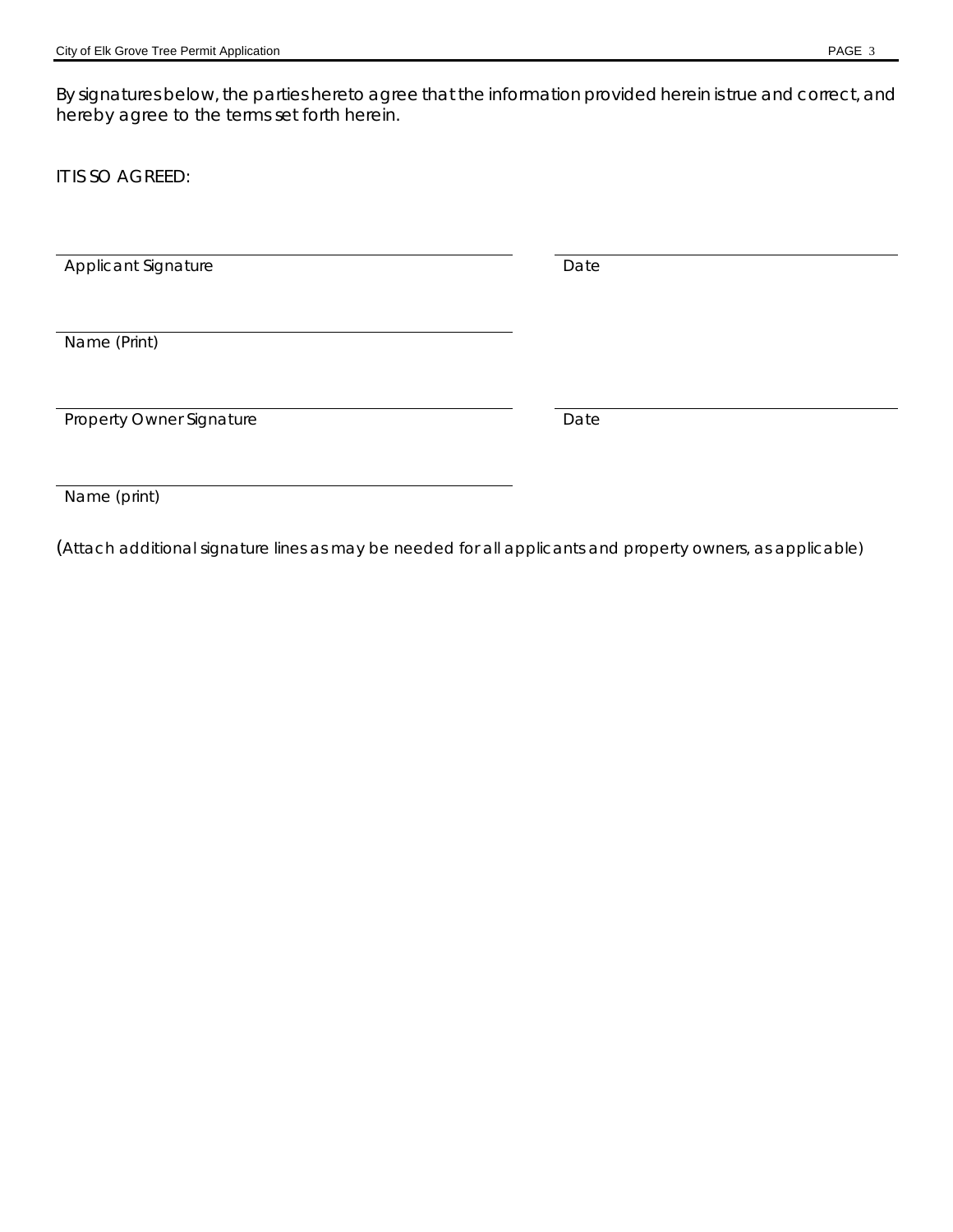By signatures below, the parties hereto agree that the information provided herein is true and correct, and hereby agree to the terms set forth herein.

IT IS SO AGREED:

| | |
|---|---|
| ______________________________ | ______________________________ |
| Applicant Signature | Date |
| ______________________________ | |
| Name (Print) | |
| ______________________________ | ______________________________ |
| Property Owner Signature | Date |
| ______________________________ | |
| Name (print) | |

(Attach additional signature lines as may be needed for all applicants and property owners, as applicable)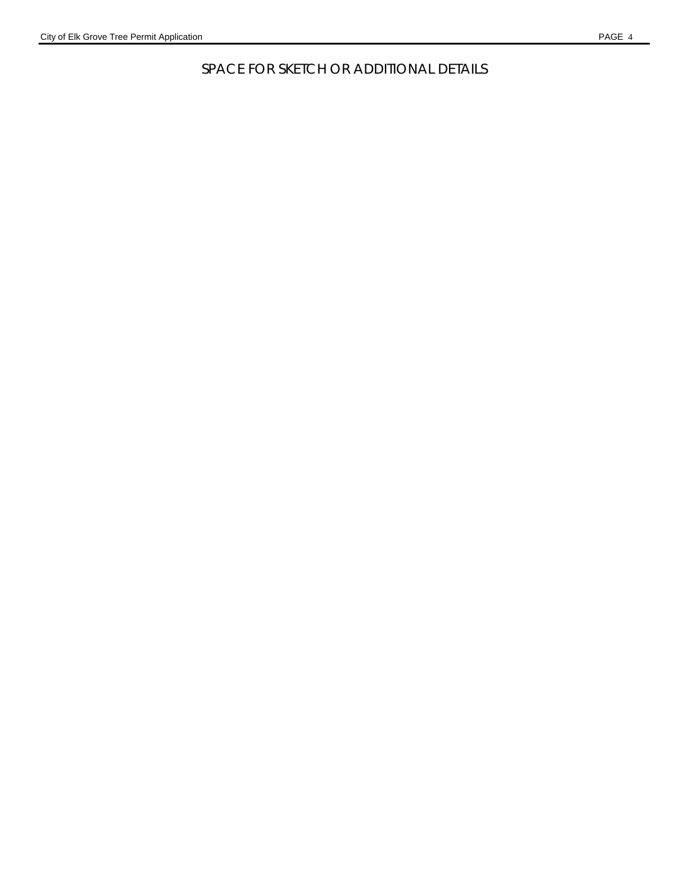# SPACE FOR SKETCH OR ADDITIONAL DETAILS